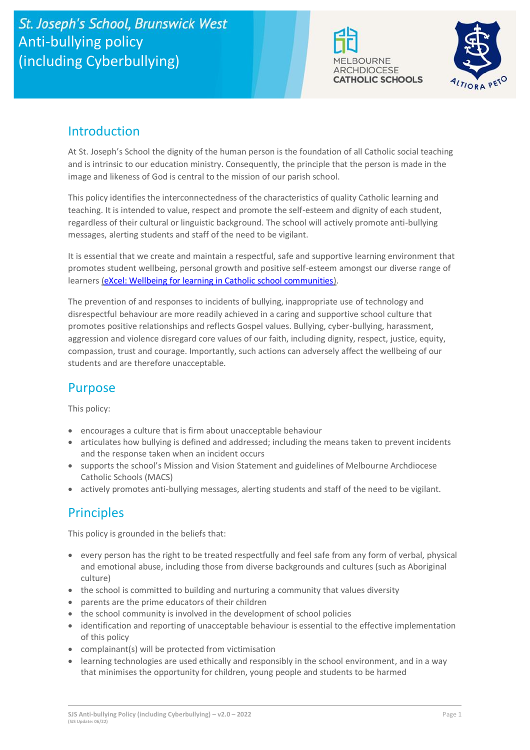# St. Joseph's School, Brunswick West
# Anti-bullying policy (including Cyberbullying)

MELBOURNE ARCHDIOCESE CATHOLIC SCHOOLS

ALTIORA PETO

## Introduction

At St. Joseph's School the dignity of the human person is the foundation of all Catholic social teaching and is intrinsic to our education ministry. Consequently, the principle that the person is made in the image and likeness of God is central to the mission of our parish school.

This policy identifies the interconnectedness of the characteristics of quality Catholic learning and teaching. It is intended to value, respect and promote the self-esteem and dignity of each student, regardless of their cultural or linguistic background. The school will actively promote anti-bullying messages, alerting students and staff of the need to be vigilant.

It is essential that we create and maintain a respectful, safe and supportive learning environment that promotes student wellbeing, personal growth and positive self-esteem amongst our diverse range of learners (eXcel: Wellbeing for learning in Catholic school communities).

The prevention of and responses to incidents of bullying, inappropriate use of technology and disrespectful behaviour are more readily achieved in a caring and supportive school culture that promotes positive relationships and reflects Gospel values. Bullying, cyber-bullying, harassment, aggression and violence disregard core values of our faith, including dignity, respect, justice, equity, compassion, trust and courage. Importantly, such actions can adversely affect the wellbeing of our students and are therefore unacceptable.

## Purpose

This policy:

- encourages a culture that is firm about unacceptable behaviour
- articulates how bullying is defined and addressed; including the means taken to prevent incidents and the response taken when an incident occurs
- supports the school's Mission and Vision Statement and guidelines of Melbourne Archdiocese Catholic Schools (MACS)
- actively promotes anti-bullying messages, alerting students and staff of the need to be vigilant.

## Principles

This policy is grounded in the beliefs that:

- every person has the right to be treated respectfully and feel safe from any form of verbal, physical and emotional abuse, including those from diverse backgrounds and cultures (such as Aboriginal culture)
- the school is committed to building and nurturing a community that values diversity
- parents are the prime educators of their children
- the school community is involved in the development of school policies
- identification and reporting of unacceptable behaviour is essential to the effective implementation of this policy
- complainant(s) will be protected from victimisation
- learning technologies are used ethically and responsibly in the school environment, and in a way that minimises the opportunity for children, young people and students to be harmed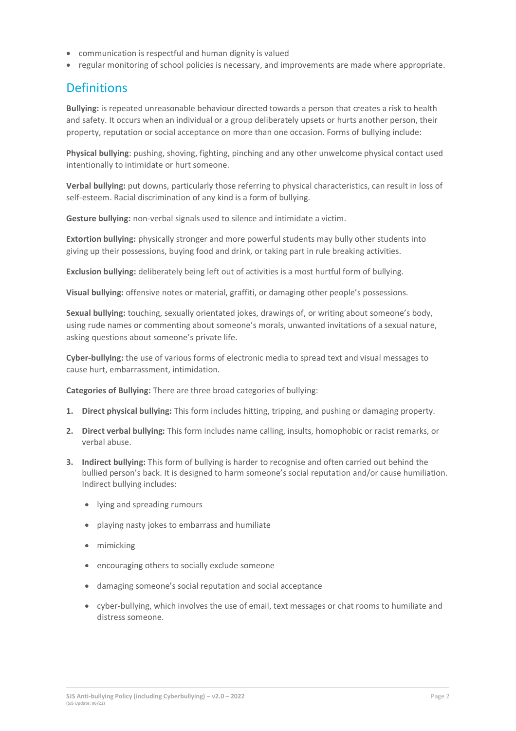- communication is respectful and human dignity is valued
- regular monitoring of school policies is necessary, and improvements are made where appropriate.

## Definitions

**Bullying:** is repeated unreasonable behaviour directed towards a person that creates a risk to health and safety. It occurs when an individual or a group deliberately upsets or hurts another person, their property, reputation or social acceptance on more than one occasion. Forms of bullying include:

**Physical bullying**: pushing, shoving, fighting, pinching and any other unwelcome physical contact used intentionally to intimidate or hurt someone.

**Verbal bullying:** put downs, particularly those referring to physical characteristics, can result in loss of self-esteem. Racial discrimination of any kind is a form of bullying.

**Gesture bullying:** non-verbal signals used to silence and intimidate a victim.

**Extortion bullying:** physically stronger and more powerful students may bully other students into giving up their possessions, buying food and drink, or taking part in rule breaking activities.

**Exclusion bullying:** deliberately being left out of activities is a most hurtful form of bullying.

**Visual bullying:** offensive notes or material, graffiti, or damaging other people's possessions.

**Sexual bullying:** touching, sexually orientated jokes, drawings of, or writing about someone's body, using rude names or commenting about someone's morals, unwanted invitations of a sexual nature, asking questions about someone's private life.

**Cyber-bullying:** the use of various forms of electronic media to spread text and visual messages to cause hurt, embarrassment, intimidation.

**Categories of Bullying:** There are three broad categories of bullying:

1. **Direct physical bullying:** This form includes hitting, tripping, and pushing or damaging property.
2. **Direct verbal bullying:** This form includes name calling, insults, homophobic or racist remarks, or verbal abuse.
3. **Indirect bullying:** This form of bullying is harder to recognise and often carried out behind the bullied person's back. It is designed to harm someone's social reputation and/or cause humiliation. Indirect bullying includes:
   - lying and spreading rumours
   - playing nasty jokes to embarrass and humiliate
   - mimicking
   - encouraging others to socially exclude someone
   - damaging someone's social reputation and social acceptance
   - cyber-bullying, which involves the use of email, text messages or chat rooms to humiliate and distress someone.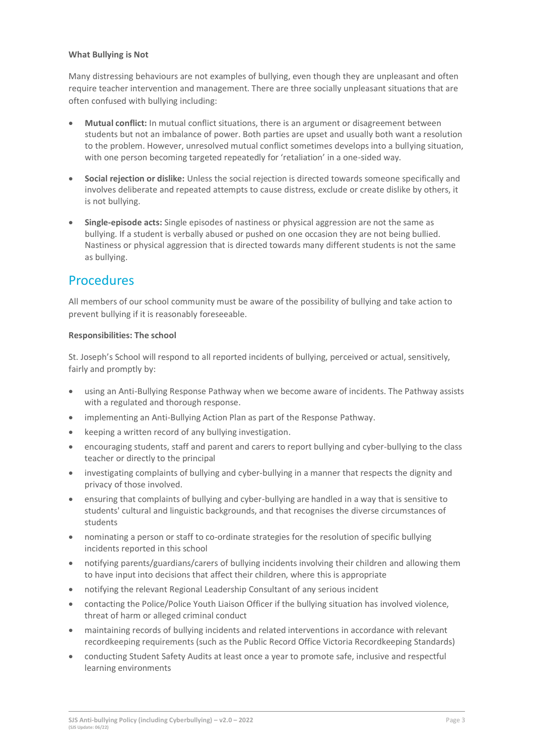**What Bullying is Not**

Many distressing behaviours are not examples of bullying, even though they are unpleasant and often require teacher intervention and management. There are three socially unpleasant situations that are often confused with bullying including:

- **Mutual conflict:** In mutual conflict situations, there is an argument or disagreement between students but not an imbalance of power. Both parties are upset and usually both want a resolution to the problem. However, unresolved mutual conflict sometimes develops into a bullying situation, with one person becoming targeted repeatedly for 'retaliation' in a one-sided way.
- **Social rejection or dislike:** Unless the social rejection is directed towards someone specifically and involves deliberate and repeated attempts to cause distress, exclude or create dislike by others, it is not bullying.
- **Single-episode acts:** Single episodes of nastiness or physical aggression are not the same as bullying. If a student is verbally abused or pushed on one occasion they are not being bullied. Nastiness or physical aggression that is directed towards many different students is not the same as bullying.

## Procedures

All members of our school community must be aware of the possibility of bullying and take action to prevent bullying if it is reasonably foreseeable.

**Responsibilities: The school**

St. Joseph's School will respond to all reported incidents of bullying, perceived or actual, sensitively, fairly and promptly by:

- using an Anti-Bullying Response Pathway when we become aware of incidents. The Pathway assists with a regulated and thorough response.
- implementing an Anti-Bullying Action Plan as part of the Response Pathway.
- keeping a written record of any bullying investigation.
- encouraging students, staff and parent and carers to report bullying and cyber-bullying to the class teacher or directly to the principal
- investigating complaints of bullying and cyber-bullying in a manner that respects the dignity and privacy of those involved.
- ensuring that complaints of bullying and cyber-bullying are handled in a way that is sensitive to students' cultural and linguistic backgrounds, and that recognises the diverse circumstances of students
- nominating a person or staff to co-ordinate strategies for the resolution of specific bullying incidents reported in this school
- notifying parents/guardians/carers of bullying incidents involving their children and allowing them to have input into decisions that affect their children, where this is appropriate
- notifying the relevant Regional Leadership Consultant of any serious incident
- contacting the Police/Police Youth Liaison Officer if the bullying situation has involved violence, threat of harm or alleged criminal conduct
- maintaining records of bullying incidents and related interventions in accordance with relevant recordkeeping requirements (such as the Public Record Office Victoria Recordkeeping Standards)
- conducting Student Safety Audits at least once a year to promote safe, inclusive and respectful learning environments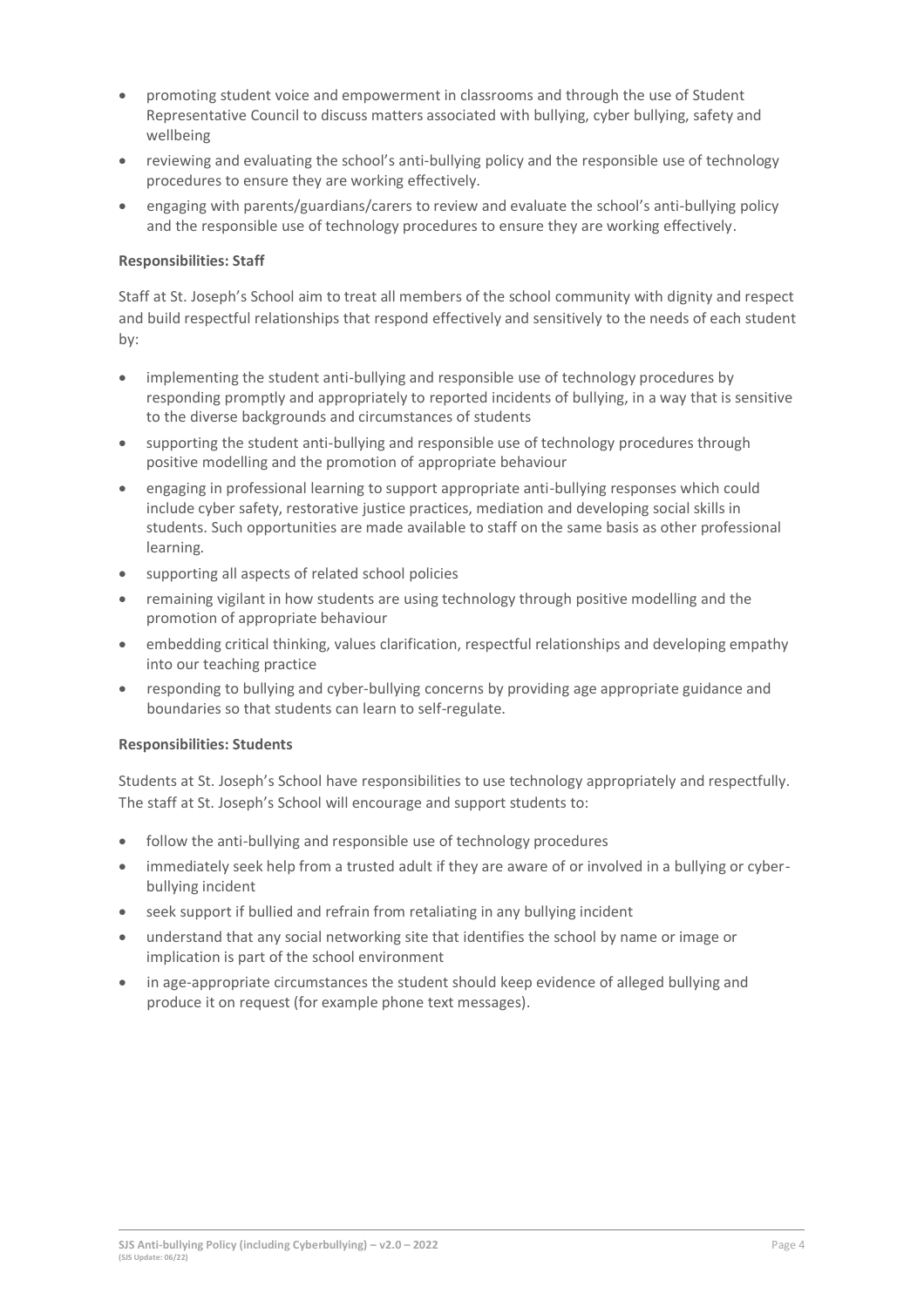- promoting student voice and empowerment in classrooms and through the use of Student Representative Council to discuss matters associated with bullying, cyber bullying, safety and wellbeing
- reviewing and evaluating the school's anti-bullying policy and the responsible use of technology procedures to ensure they are working effectively.
- engaging with parents/guardians/carers to review and evaluate the school's anti-bullying policy and the responsible use of technology procedures to ensure they are working effectively.

**Responsibilities: Staff**

Staff at St. Joseph's School aim to treat all members of the school community with dignity and respect and build respectful relationships that respond effectively and sensitively to the needs of each student by:

- implementing the student anti-bullying and responsible use of technology procedures by responding promptly and appropriately to reported incidents of bullying, in a way that is sensitive to the diverse backgrounds and circumstances of students
- supporting the student anti-bullying and responsible use of technology procedures through positive modelling and the promotion of appropriate behaviour
- engaging in professional learning to support appropriate anti-bullying responses which could include cyber safety, restorative justice practices, mediation and developing social skills in students. Such opportunities are made available to staff on the same basis as other professional learning.
- supporting all aspects of related school policies
- remaining vigilant in how students are using technology through positive modelling and the promotion of appropriate behaviour
- embedding critical thinking, values clarification, respectful relationships and developing empathy into our teaching practice
- responding to bullying and cyber-bullying concerns by providing age appropriate guidance and boundaries so that students can learn to self-regulate.

**Responsibilities: Students**

Students at St. Joseph's School have responsibilities to use technology appropriately and respectfully. The staff at St. Joseph's School will encourage and support students to:

- follow the anti-bullying and responsible use of technology procedures
- immediately seek help from a trusted adult if they are aware of or involved in a bullying or cyber-bullying incident
- seek support if bullied and refrain from retaliating in any bullying incident
- understand that any social networking site that identifies the school by name or image or implication is part of the school environment
- in age-appropriate circumstances the student should keep evidence of alleged bullying and produce it on request (for example phone text messages).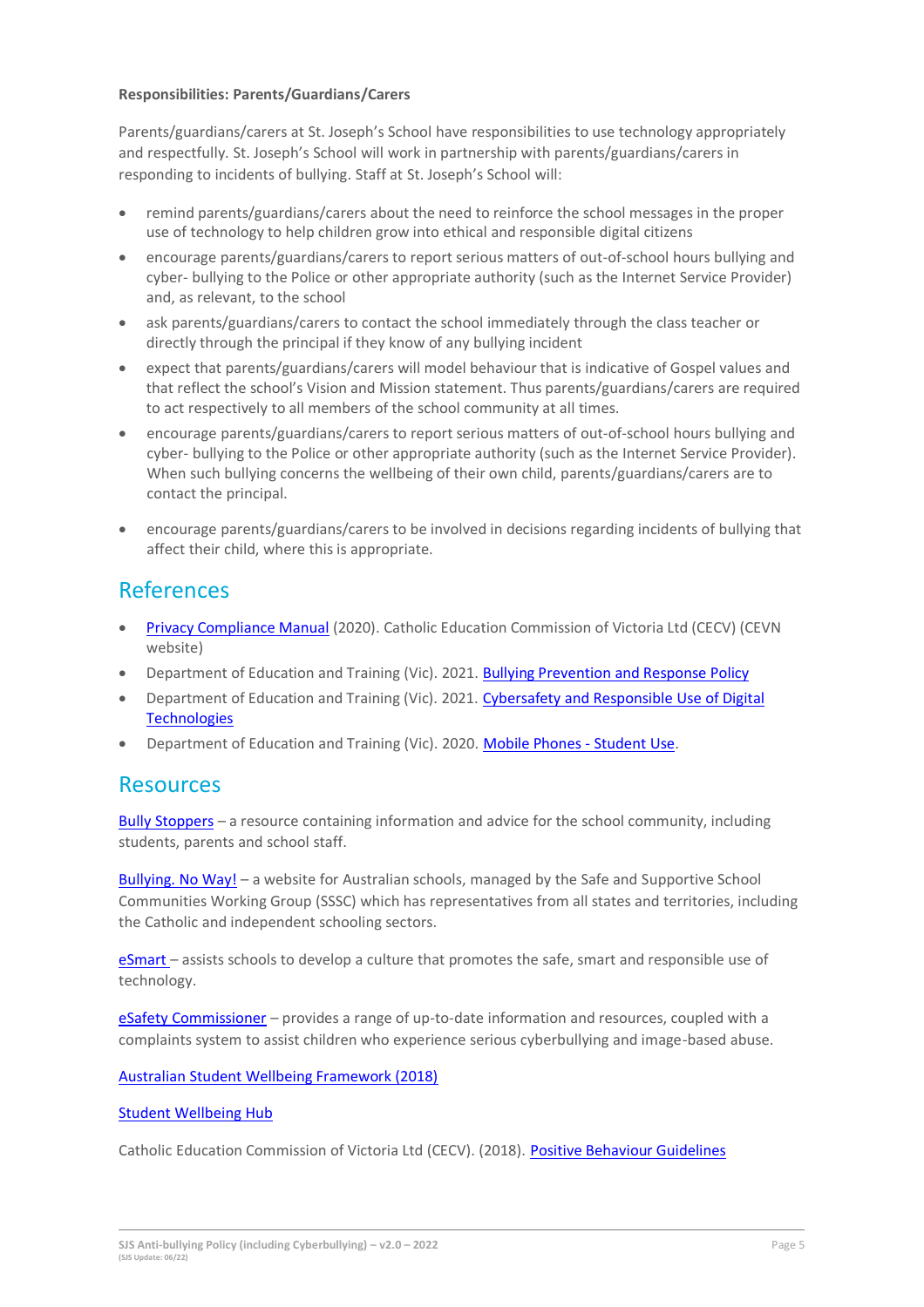**Responsibilities: Parents/Guardians/Carers**

Parents/guardians/carers at St. Joseph's School have responsibilities to use technology appropriately and respectfully. St. Joseph's School will work in partnership with parents/guardians/carers in responding to incidents of bullying. Staff at St. Joseph's School will:

- remind parents/guardians/carers about the need to reinforce the school messages in the proper use of technology to help children grow into ethical and responsible digital citizens
- encourage parents/guardians/carers to report serious matters of out-of-school hours bullying and cyber- bullying to the Police or other appropriate authority (such as the Internet Service Provider) and, as relevant, to the school
- ask parents/guardians/carers to contact the school immediately through the class teacher or directly through the principal if they know of any bullying incident
- expect that parents/guardians/carers will model behaviour that is indicative of Gospel values and that reflect the school's Vision and Mission statement. Thus parents/guardians/carers are required to act respectively to all members of the school community at all times.
- encourage parents/guardians/carers to report serious matters of out-of-school hours bullying and cyber- bullying to the Police or other appropriate authority (such as the Internet Service Provider). When such bullying concerns the wellbeing of their own child, parents/guardians/carers are to contact the principal.
- encourage parents/guardians/carers to be involved in decisions regarding incidents of bullying that affect their child, where this is appropriate.

## References

- Privacy Compliance Manual (2020). Catholic Education Commission of Victoria Ltd (CECV) (CEVN website)
- Department of Education and Training (Vic). 2021. Bullying Prevention and Response Policy
- Department of Education and Training (Vic). 2021. Cybersafety and Responsible Use of Digital Technologies
- Department of Education and Training (Vic). 2020. Mobile Phones - Student Use.

## Resources

Bully Stoppers – a resource containing information and advice for the school community, including students, parents and school staff.

Bullying. No Way! – a website for Australian schools, managed by the Safe and Supportive School Communities Working Group (SSSC) which has representatives from all states and territories, including the Catholic and independent schooling sectors.

eSmart – assists schools to develop a culture that promotes the safe, smart and responsible use of technology.

eSafety Commissioner – provides a range of up-to-date information and resources, coupled with a complaints system to assist children who experience serious cyberbullying and image-based abuse.

Australian Student Wellbeing Framework (2018)

Student Wellbeing Hub

Catholic Education Commission of Victoria Ltd (CECV). (2018). Positive Behaviour Guidelines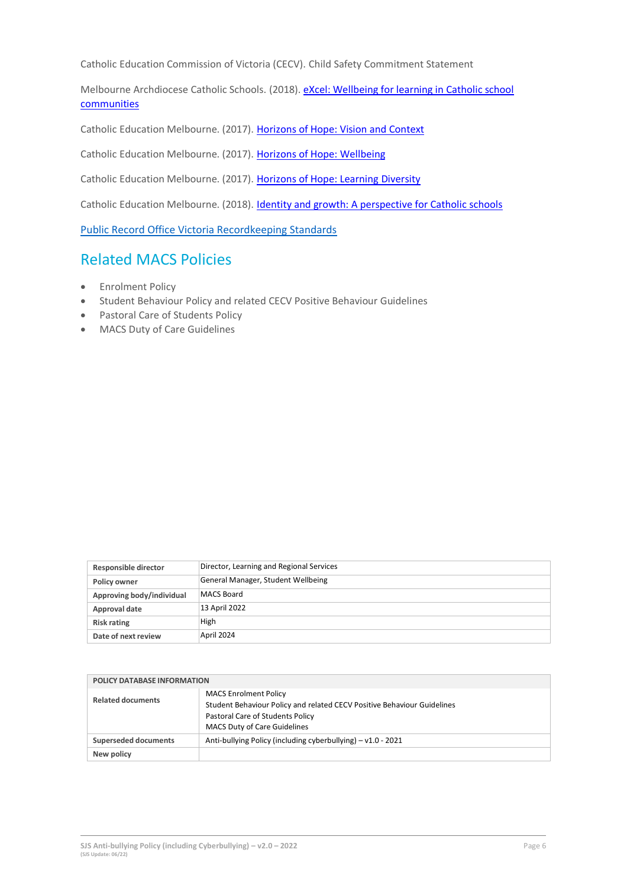Catholic Education Commission of Victoria (CECV). Child Safety Commitment Statement

Melbourne Archdiocese Catholic Schools. (2018). eXcel: Wellbeing for learning in Catholic school communities

Catholic Education Melbourne. (2017). Horizons of Hope: Vision and Context

Catholic Education Melbourne. (2017). Horizons of Hope: Wellbeing

Catholic Education Melbourne. (2017). Horizons of Hope: Learning Diversity

Catholic Education Melbourne. (2018). Identity and growth: A perspective for Catholic schools

Public Record Office Victoria Recordkeeping Standards

## Related MACS Policies

- Enrolment Policy
- Student Behaviour Policy and related CECV Positive Behaviour Guidelines
- Pastoral Care of Students Policy
- MACS Duty of Care Guidelines

| | |
|---|---|
| **Responsible director** | Director, Learning and Regional Services |
| **Policy owner** | General Manager, Student Wellbeing |
| **Approving body/individual** | MACS Board |
| **Approval date** | 13 April 2022 |
| **Risk rating** | High |
| **Date of next review** | April 2024 |

| **POLICY DATABASE INFORMATION** | |
|---|---|
| **Related documents** | MACS Enrolment Policy<br>Student Behaviour Policy and related CECV Positive Behaviour Guidelines<br>Pastoral Care of Students Policy<br>MACS Duty of Care Guidelines |
| **Superseded documents** | Anti-bullying Policy (including cyberbullying) – v1.0 - 2021 |
| **New policy** | |